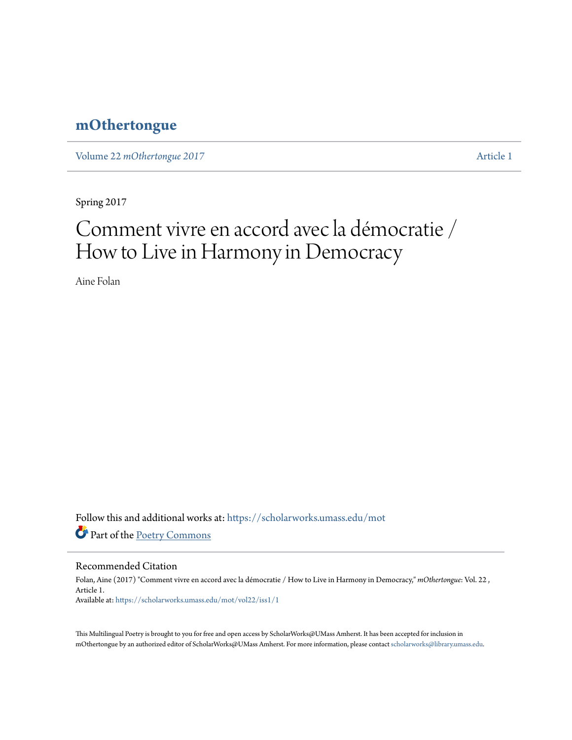# mOthertongue

Volume 22 *mOthertongue 2017* Article 1

Spring 2017

# Comment vivre en accord avec la démocratie / How to Live in Harmony in Democracy

Aine Folan

Follow this and additional works at: https://scholarworks.umass.edu/mot

Part of the Poetry Commons

## Recommended Citation

Folan, Aine (2017) "Comment vivre en accord avec la démocratie / How to Live in Harmony in Democracy," *mOthertongue*: Vol. 22 , Article 1.
Available at: https://scholarworks.umass.edu/mot/vol22/iss1/1

This Multilingual Poetry is brought to you for free and open access by ScholarWorks@UMass Amherst. It has been accepted for inclusion in mOthertongue by an authorized editor of ScholarWorks@UMass Amherst. For more information, please contact scholarworks@library.umass.edu.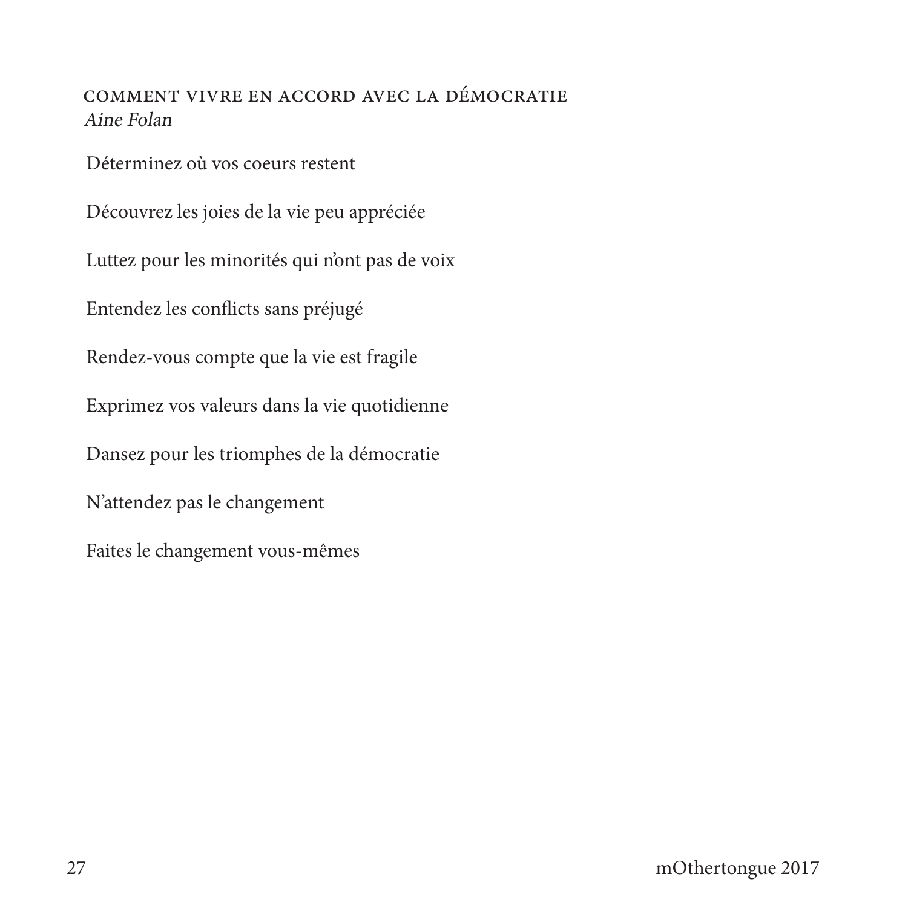## COMMENT VIVRE EN ACCORD AVEC LA DÉMOCRATIE

*Aine Folan*

Déterminez où vos coeurs restent

Découvrez les joies de la vie peu appréciée

Luttez pour les minorités qui n'ont pas de voix

Entendez les conflicts sans préjugé

Rendez-vous compte que la vie est fragile

Exprimez vos valeurs dans la vie quotidienne

Dansez pour les triomphes de la démocratie

N'attendez pas le changement

Faites le changement vous-mêmes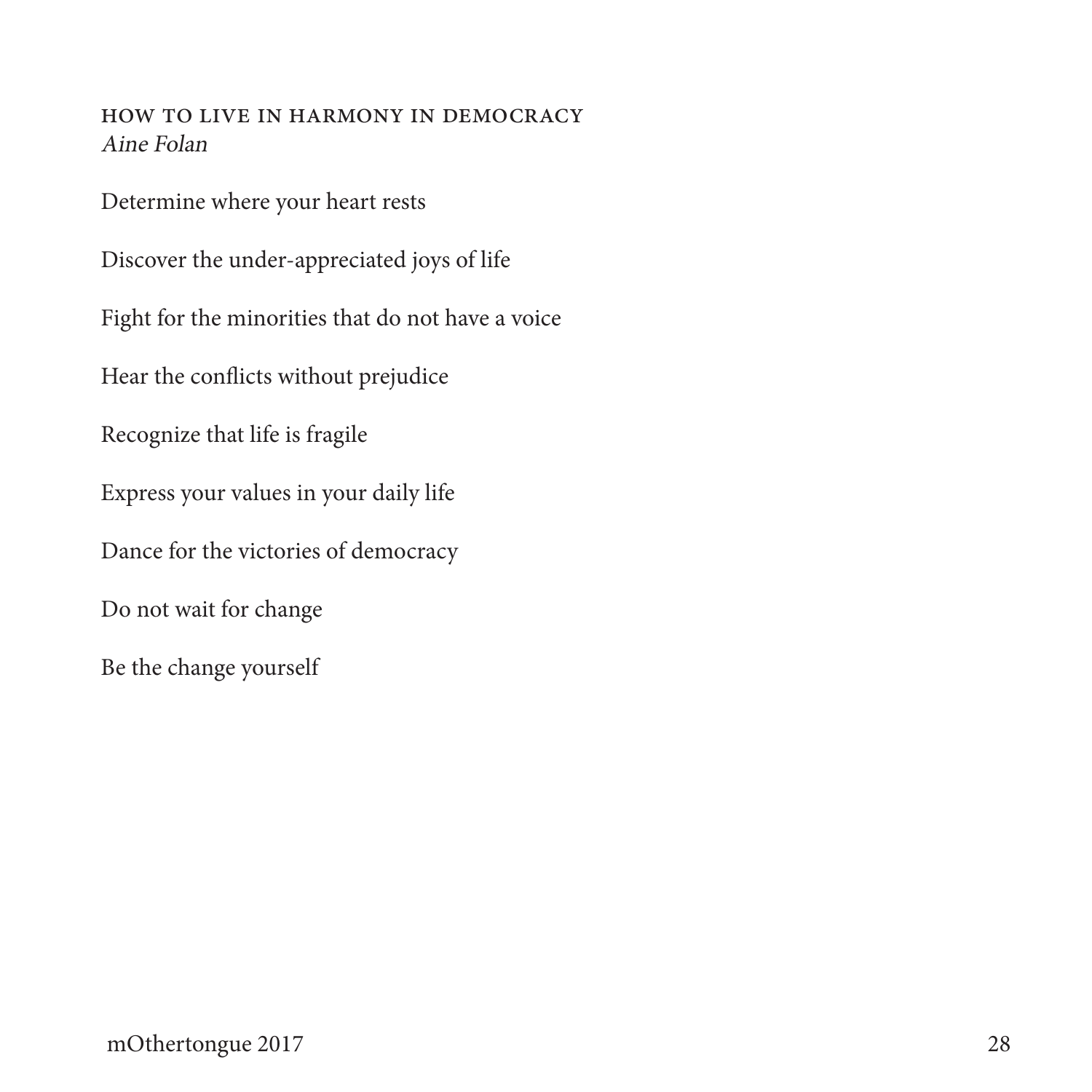## HOW TO LIVE IN HARMONY IN DEMOCRACY

*Aine Folan*

Determine where your heart rests

Discover the under-appreciated joys of life

Fight for the minorities that do not have a voice

Hear the conflicts without prejudice

Recognize that life is fragile

Express your values in your daily life

Dance for the victories of democracy

Do not wait for change

Be the change yourself